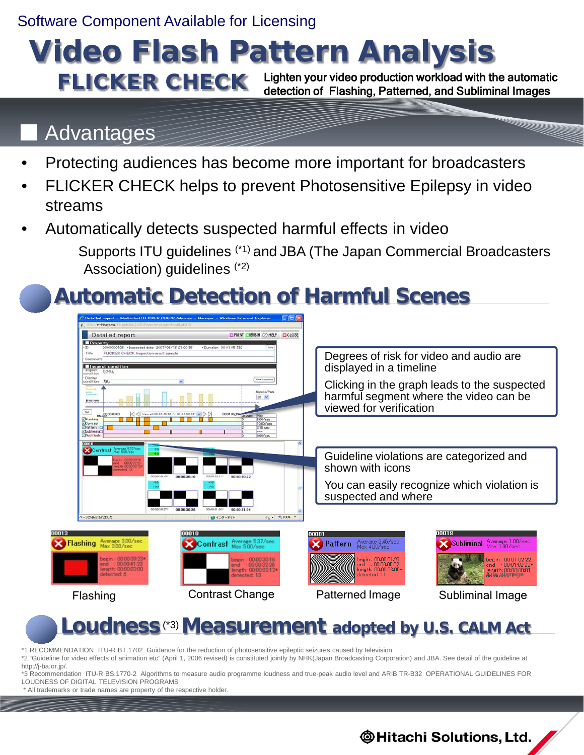Software Component Available for Licensing

# Video Flash Pattern Analysis

## FLICKER CHECK

Lighten your video production workload with the automatic detection of Flashing, Patterned, and Subliminal Images

## Advantages

- Protecting audiences has become more important for broadcasters
- FLICKER CHECK helps to prevent Photosensitive Epilepsy in video streams
- Automatically detects suspected harmful effects in video

  Supports ITU guidelines (*1) and JBA (The Japan Commercial Broadcasters Association) guidelines (*2)

## Automatic Detection of Harmful Scenes

Degrees of risk for video and audio are displayed in a timeline

Clicking in the graph leads to the suspected harmful segment where the video can be viewed for verification

Guideline violations are categorized and shown with icons

You can easily recognize which violation is suspected and where

Flashing

Contrast Change

Patterned Image

Subliminal Image

## Loudness (*3) Measurement adopted by U.S. CALM Act

*1 RECOMMENDATION ITU-R BT.1702 Guidance for the reduction of photosensitive epileptic seizures caused by television

*2 "Guideline for video effects of animation etc" (April 1, 2006 revised) is constituted jointly by NHK(Japan Broadcasting Corporation) and JBA. See detail of the guideline at http://j-ba.or.jp/.

*3 Recommendation ITU-R BS.1770-2 Algorithms to measure audio programme loudness and true-peak audio level and ARIB TR-B32 OPERATIONAL GUIDELINES FOR LOUDNESS OF DIGITAL TELEVISION PROGRAMS

* All trademarks or trade names are property of the respective holder.

Hitachi Solutions, Ltd.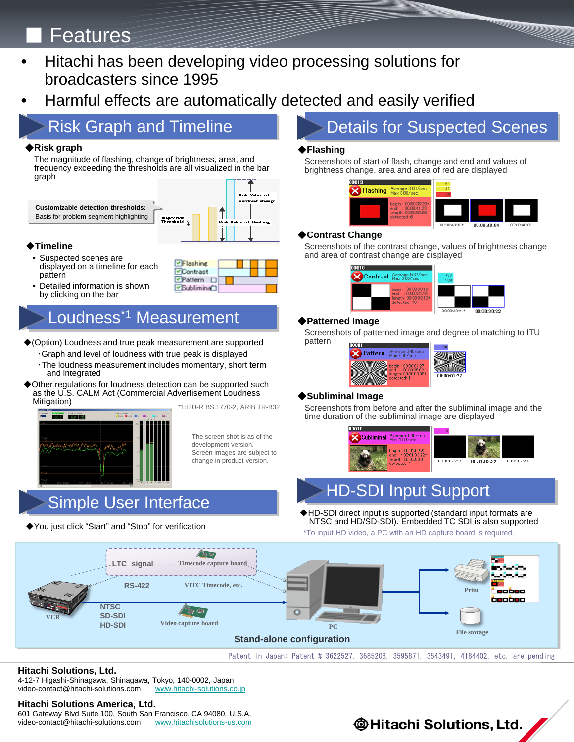# Features

- Hitachi has been developing video processing solutions for broadcasters since 1995
- Harmful effects are automatically detected and easily verified

## Risk Graph and Timeline

◆**Risk graph**

The magnitude of flashing, change of brightness, area, and frequency exceeding the thresholds are all visualized in the bar graph

Customizable detection thresholds:
Basis for problem segment highlighting

Risk Value of Contrast change
Inspection Threshold
Risk Value of Flashing

◆**Timeline**

- Suspected scenes are displayed on a timeline for each pattern
- Detailed information is shown by clicking on the bar

Flashing
Contrast
Pattern
Subliminal

## Loudness[*1] Measurement

◆(Option) Loudness and true peak measurement are supported

・Graph and level of loudness with true peak is displayed

・The loudness measurement includes momentary, short term and integrated

◆Other regulations for loudness detection can be supported such as the U.S. CALM Act (Commercial Advertisement Loudness Mitigation)

*1:ITU-R BS.1770-2, ARIB TR-B32

The screen shot is as of the development version.
Screen images are subject to change in product version.

## Simple User Interface

◆You just click "Start" and "Stop" for verification

## Details for Suspected Scenes

◆**Flashing**

Screenshots of start of flash, change and end and values of brightness change, area and area of red are displayed

◆**Contrast Change**

Screenshots of the contrast change, values of brightness change and area of contrast change are displayed

◆**Patterned Image**

Screenshots of patterned image and degree of matching to ITU pattern

◆**Subliminal Image**

Screenshots from before and after the subliminal image and the time duration of the subliminal image are displayed

## HD-SDI Input Support

◆HD-SDI direct input is supported (standard input formats are NTSC and HD/SD-SDI). Embedded TC SDI is also supported

*To input HD video, a PC with an HD capture board is required.

LTC signal
Timecode capture board
RS-422
VITC Timecode, etc.
VCR
NTSC
SD-SDI
HD-SDI
Video capture board
PC
Print
File storage

**Stand-alone configuration**

Patent in Japan: Patent # 3622527, 3685208, 3595871, 3543491, 4184402, etc. are pending

**Hitachi Solutions, Ltd.**
4-12-7 Higashi-Shinagawa, Shinagawa, Tokyo, 140-0002, Japan
video-contact@hitachi-solutions.com www.hitachi-solutions.co.jp

**Hitachi Solutions America, Ltd.**
601 Gateway Blvd Suite 100, South San Francisco, CA 94080, U.S.A.
video-contact@hitachi-solutions.com www.hitachisolutions-us.com

Hitachi Solutions, Ltd.